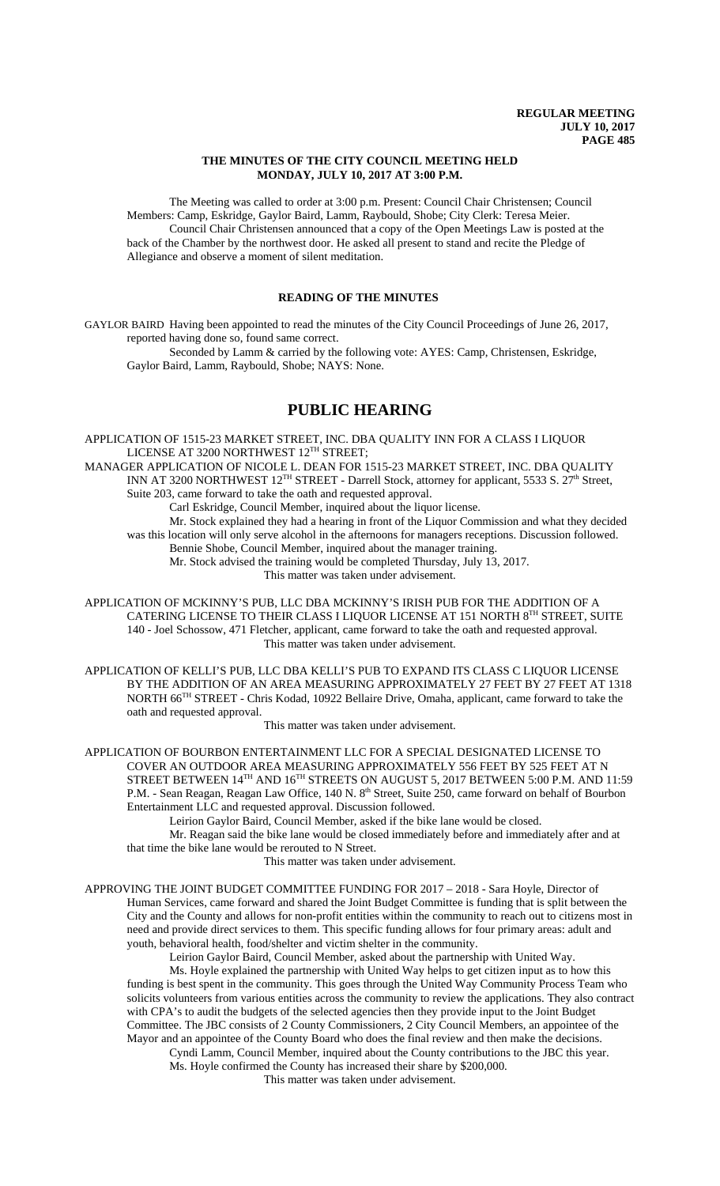## THE MINUTES OF THE CITY COUNCIL MEETING HELD MONDAY, JULY 10, 2017 AT 3:00 P.M.

The Meeting was called to order at 3:00 p.m. Present: Council Chair Christensen; Council Members: Camp, Eskridge, Gaylor Baird, Lamm, Raybould, Shobe; City Clerk: Teresa Meier.

Council Chair Christensen announced that a copy of the Open Meetings Law is posted at the back of the Chamber by the northwest door. He asked all present to stand and recite the Pledge of Allegiance and observe a moment of silent meditation.

## READING OF THE MINUTES

GAYLOR BAIRD Having been appointed to read the minutes of the City Council Proceedings of June 26, 2017, reported having done so, found same correct.

Seconded by Lamm & carried by the following vote: AYES: Camp, Christensen, Eskridge, Gaylor Baird, Lamm, Raybould, Shobe; NAYS: None.

# PUBLIC HEARING

APPLICATION OF 1515-23 MARKET STREET, INC. DBA QUALITY INN FOR A CLASS I LIQUOR LICENSE AT 3200 NORTHWEST 12TH STREET;

MANAGER APPLICATION OF NICOLE L. DEAN FOR 1515-23 MARKET STREET, INC. DBA QUALITY INN AT 3200 NORTHWEST 12TH STREET - Darrell Stock, attorney for applicant, 5533 S. 27th Street, Suite 203, came forward to take the oath and requested approval.

Carl Eskridge, Council Member, inquired about the liquor license.

Mr. Stock explained they had a hearing in front of the Liquor Commission and what they decided was this location will only serve alcohol in the afternoons for managers receptions. Discussion followed.

Bennie Shobe, Council Member, inquired about the manager training.

Mr. Stock advised the training would be completed Thursday, July 13, 2017.

This matter was taken under advisement.

APPLICATION OF MCKINNY'S PUB, LLC DBA MCKINNY'S IRISH PUB FOR THE ADDITION OF A CATERING LICENSE TO THEIR CLASS I LIQUOR LICENSE AT 151 NORTH 8TH STREET, SUITE 140 - Joel Schossow, 471 Fletcher, applicant, came forward to take the oath and requested approval.

This matter was taken under advisement.

APPLICATION OF KELLI'S PUB, LLC DBA KELLI'S PUB TO EXPAND ITS CLASS C LIQUOR LICENSE BY THE ADDITION OF AN AREA MEASURING APPROXIMATELY 27 FEET BY 27 FEET AT 1318 NORTH 66TH STREET - Chris Kodad, 10922 Bellaire Drive, Omaha, applicant, came forward to take the oath and requested approval.

This matter was taken under advisement.

APPLICATION OF BOURBON ENTERTAINMENT LLC FOR A SPECIAL DESIGNATED LICENSE TO COVER AN OUTDOOR AREA MEASURING APPROXIMATELY 556 FEET BY 525 FEET AT N STREET BETWEEN 14TH AND 16TH STREETS ON AUGUST 5, 2017 BETWEEN 5:00 P.M. AND 11:59 P.M. - Sean Reagan, Reagan Law Office, 140 N. 8th Street, Suite 250, came forward on behalf of Bourbon Entertainment LLC and requested approval. Discussion followed.

Leirion Gaylor Baird, Council Member, asked if the bike lane would be closed.

Mr. Reagan said the bike lane would be closed immediately before and immediately after and at that time the bike lane would be rerouted to N Street.

This matter was taken under advisement.

APPROVING THE JOINT BUDGET COMMITTEE FUNDING FOR 2017 – 2018 - Sara Hoyle, Director of Human Services, came forward and shared the Joint Budget Committee is funding that is split between the City and the County and allows for non-profit entities within the community to reach out to citizens most in need and provide direct services to them. This specific funding allows for four primary areas: adult and youth, behavioral health, food/shelter and victim shelter in the community.

Leirion Gaylor Baird, Council Member, asked about the partnership with United Way.

Ms. Hoyle explained the partnership with United Way helps to get citizen input as to how this funding is best spent in the community. This goes through the United Way Community Process Team who solicits volunteers from various entities across the community to review the applications. They also contract with CPA's to audit the budgets of the selected agencies then they provide input to the Joint Budget Committee. The JBC consists of 2 County Commissioners, 2 City Council Members, an appointee of the Mayor and an appointee of the County Board who does the final review and then make the decisions.

Cyndi Lamm, Council Member, inquired about the County contributions to the JBC this year.

Ms. Hoyle confirmed the County has increased their share by $200,000.

This matter was taken under advisement.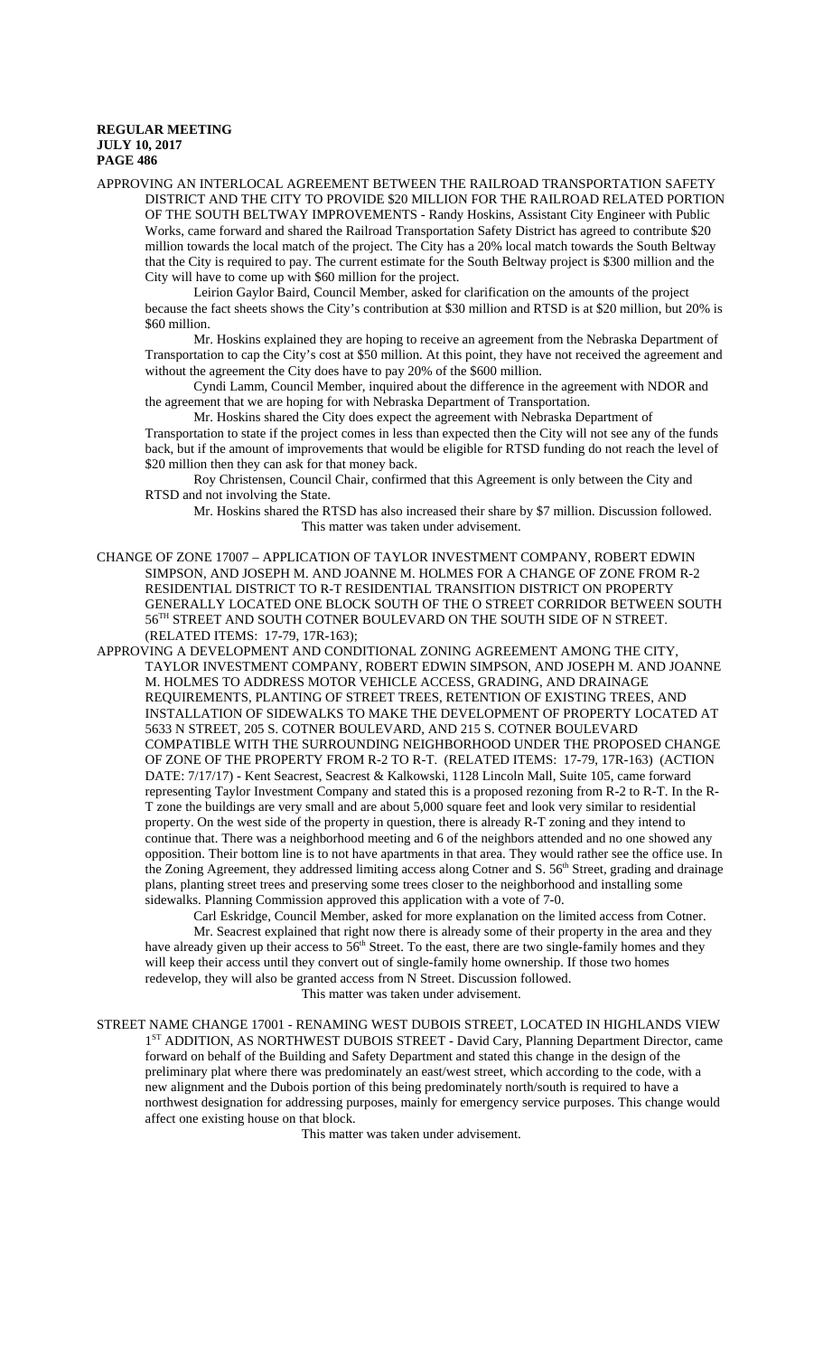APPROVING AN INTERLOCAL AGREEMENT BETWEEN THE RAILROAD TRANSPORTATION SAFETY DISTRICT AND THE CITY TO PROVIDE $20 MILLION FOR THE RAILROAD RELATED PORTION OF THE SOUTH BELTWAY IMPROVEMENTS - Randy Hoskins, Assistant City Engineer with Public Works, came forward and shared the Railroad Transportation Safety District has agreed to contribute $20 million towards the local match of the project. The City has a 20% local match towards the South Beltway that the City is required to pay. The current estimate for the South Beltway project is $300 million and the City will have to come up with $60 million for the project.

Leirion Gaylor Baird, Council Member, asked for clarification on the amounts of the project because the fact sheets shows the City's contribution at $30 million and RTSD is at $20 million, but 20% is $60 million.

Mr. Hoskins explained they are hoping to receive an agreement from the Nebraska Department of Transportation to cap the City's cost at $50 million. At this point, they have not received the agreement and without the agreement the City does have to pay 20% of the $600 million.

Cyndi Lamm, Council Member, inquired about the difference in the agreement with NDOR and the agreement that we are hoping for with Nebraska Department of Transportation.

Mr. Hoskins shared the City does expect the agreement with Nebraska Department of Transportation to state if the project comes in less than expected then the City will not see any of the funds back, but if the amount of improvements that would be eligible for RTSD funding do not reach the level of $20 million then they can ask for that money back.

Roy Christensen, Council Chair, confirmed that this Agreement is only between the City and RTSD and not involving the State.

Mr. Hoskins shared the RTSD has also increased their share by $7 million. Discussion followed. This matter was taken under advisement.

CHANGE OF ZONE 17007 – APPLICATION OF TAYLOR INVESTMENT COMPANY, ROBERT EDWIN SIMPSON, AND JOSEPH M. AND JOANNE M. HOLMES FOR A CHANGE OF ZONE FROM R-2 RESIDENTIAL DISTRICT TO R-T RESIDENTIAL TRANSITION DISTRICT ON PROPERTY GENERALLY LOCATED ONE BLOCK SOUTH OF THE O STREET CORRIDOR BETWEEN SOUTH 56TH STREET AND SOUTH COTNER BOULEVARD ON THE SOUTH SIDE OF N STREET. (RELATED ITEMS: 17-79, 17R-163);

APPROVING A DEVELOPMENT AND CONDITIONAL ZONING AGREEMENT AMONG THE CITY, TAYLOR INVESTMENT COMPANY, ROBERT EDWIN SIMPSON, AND JOSEPH M. AND JOANNE M. HOLMES TO ADDRESS MOTOR VEHICLE ACCESS, GRADING, AND DRAINAGE REQUIREMENTS, PLANTING OF STREET TREES, RETENTION OF EXISTING TREES, AND INSTALLATION OF SIDEWALKS TO MAKE THE DEVELOPMENT OF PROPERTY LOCATED AT 5633 N STREET, 205 S. COTNER BOULEVARD, AND 215 S. COTNER BOULEVARD COMPATIBLE WITH THE SURROUNDING NEIGHBORHOOD UNDER THE PROPOSED CHANGE OF ZONE OF THE PROPERTY FROM R-2 TO R-T. (RELATED ITEMS: 17-79, 17R-163) (ACTION DATE: 7/17/17) - Kent Seacrest, Seacrest & Kalkowski, 1128 Lincoln Mall, Suite 105, came forward representing Taylor Investment Company and stated this is a proposed rezoning from R-2 to R-T. In the R-T zone the buildings are very small and are about 5,000 square feet and look very similar to residential property. On the west side of the property in question, there is already R-T zoning and they intend to continue that. There was a neighborhood meeting and 6 of the neighbors attended and no one showed any opposition. Their bottom line is to not have apartments in that area. They would rather see the office use. In the Zoning Agreement, they addressed limiting access along Cotner and S. 56th Street, grading and drainage plans, planting street trees and preserving some trees closer to the neighborhood and installing some sidewalks. Planning Commission approved this application with a vote of 7-0.

Carl Eskridge, Council Member, asked for more explanation on the limited access from Cotner.

Mr. Seacrest explained that right now there is already some of their property in the area and they have already given up their access to 56th Street. To the east, there are two single-family homes and they will keep their access until they convert out of single-family home ownership. If those two homes redevelop, they will also be granted access from N Street. Discussion followed.

This matter was taken under advisement.

STREET NAME CHANGE 17001 - RENAMING WEST DUBOIS STREET, LOCATED IN HIGHLANDS VIEW 1ST ADDITION, AS NORTHWEST DUBOIS STREET - David Cary, Planning Department Director, came forward on behalf of the Building and Safety Department and stated this change in the design of the preliminary plat where there was predominately an east/west street, which according to the code, with a new alignment and the Dubois portion of this being predominately north/south is required to have a northwest designation for addressing purposes, mainly for emergency service purposes. This change would affect one existing house on that block.

This matter was taken under advisement.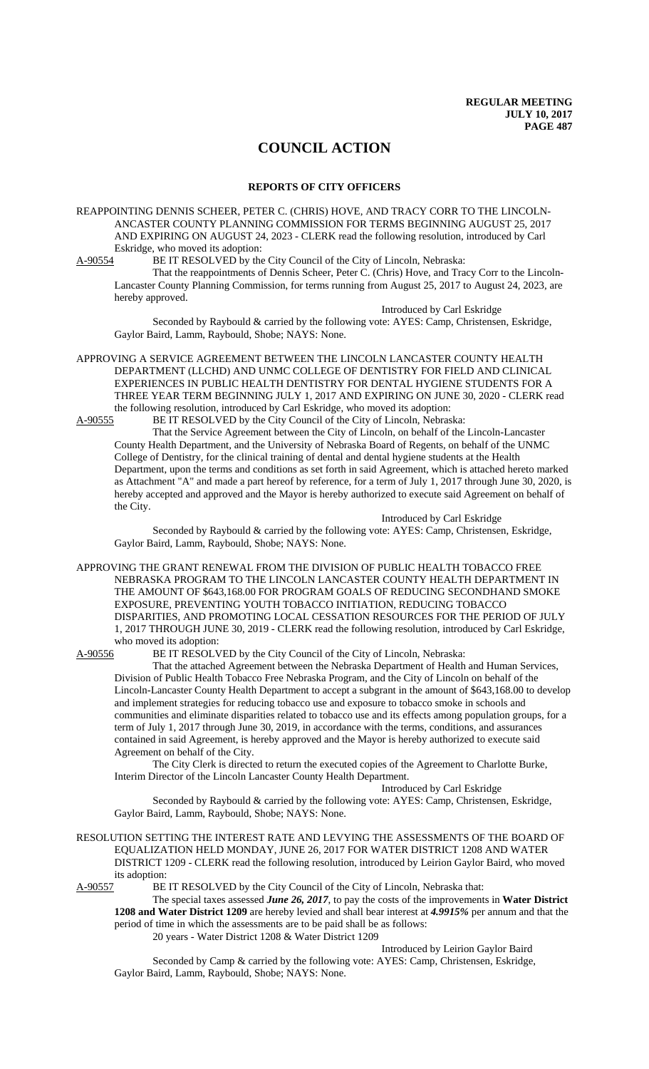# COUNCIL ACTION

## REPORTS OF CITY OFFICERS

REAPPOINTING DENNIS SCHEER, PETER C. (CHRIS) HOVE, AND TRACY CORR TO THE LINCOLN-ANCASTER COUNTY PLANNING COMMISSION FOR TERMS BEGINNING AUGUST 25, 2017 AND EXPIRING ON AUGUST 24, 2023 - CLERK read the following resolution, introduced by Carl Eskridge, who moved its adoption:

A-90554 BE IT RESOLVED by the City Council of the City of Lincoln, Nebraska:

That the reappointments of Dennis Scheer, Peter C. (Chris) Hove, and Tracy Corr to the Lincoln-Lancaster County Planning Commission, for terms running from August 25, 2017 to August 24, 2023, are hereby approved.

Introduced by Carl Eskridge

Seconded by Raybould & carried by the following vote: AYES: Camp, Christensen, Eskridge, Gaylor Baird, Lamm, Raybould, Shobe; NAYS: None.

APPROVING A SERVICE AGREEMENT BETWEEN THE LINCOLN LANCASTER COUNTY HEALTH DEPARTMENT (LLCHD) AND UNMC COLLEGE OF DENTISTRY FOR FIELD AND CLINICAL EXPERIENCES IN PUBLIC HEALTH DENTISTRY FOR DENTAL HYGIENE STUDENTS FOR A THREE YEAR TERM BEGINNING JULY 1, 2017 AND EXPIRING ON JUNE 30, 2020 - CLERK read the following resolution, introduced by Carl Eskridge, who moved its adoption:

A-90555 BE IT RESOLVED by the City Council of the City of Lincoln, Nebraska:

That the Service Agreement between the City of Lincoln, on behalf of the Lincoln-Lancaster County Health Department, and the University of Nebraska Board of Regents, on behalf of the UNMC College of Dentistry, for the clinical training of dental and dental hygiene students at the Health Department, upon the terms and conditions as set forth in said Agreement, which is attached hereto marked as Attachment "A" and made a part hereof by reference, for a term of July 1, 2017 through June 30, 2020, is hereby accepted and approved and the Mayor is hereby authorized to execute said Agreement on behalf of the City.

Introduced by Carl Eskridge

Seconded by Raybould & carried by the following vote: AYES: Camp, Christensen, Eskridge, Gaylor Baird, Lamm, Raybould, Shobe; NAYS: None.

APPROVING THE GRANT RENEWAL FROM THE DIVISION OF PUBLIC HEALTH TOBACCO FREE NEBRASKA PROGRAM TO THE LINCOLN LANCASTER COUNTY HEALTH DEPARTMENT IN THE AMOUNT OF $643,168.00 FOR PROGRAM GOALS OF REDUCING SECONDHAND SMOKE EXPOSURE, PREVENTING YOUTH TOBACCO INITIATION, REDUCING TOBACCO DISPARITIES, AND PROMOTING LOCAL CESSATION RESOURCES FOR THE PERIOD OF JULY 1, 2017 THROUGH JUNE 30, 2019 - CLERK read the following resolution, introduced by Carl Eskridge, who moved its adoption:

A-90556 BE IT RESOLVED by the City Council of the City of Lincoln, Nebraska:

That the attached Agreement between the Nebraska Department of Health and Human Services, Division of Public Health Tobacco Free Nebraska Program, and the City of Lincoln on behalf of the Lincoln-Lancaster County Health Department to accept a subgrant in the amount of $643,168.00 to develop and implement strategies for reducing tobacco use and exposure to tobacco smoke in schools and communities and eliminate disparities related to tobacco use and its effects among population groups, for a term of July 1, 2017 through June 30, 2019, in accordance with the terms, conditions, and assurances contained in said Agreement, is hereby approved and the Mayor is hereby authorized to execute said Agreement on behalf of the City.

The City Clerk is directed to return the executed copies of the Agreement to Charlotte Burke, Interim Director of the Lincoln Lancaster County Health Department.

Introduced by Carl Eskridge

Seconded by Raybould & carried by the following vote: AYES: Camp, Christensen, Eskridge, Gaylor Baird, Lamm, Raybould, Shobe; NAYS: None.

RESOLUTION SETTING THE INTEREST RATE AND LEVYING THE ASSESSMENTS OF THE BOARD OF EQUALIZATION HELD MONDAY, JUNE 26, 2017 FOR WATER DISTRICT 1208 AND WATER DISTRICT 1209 - CLERK read the following resolution, introduced by Leirion Gaylor Baird, who moved its adoption:

A-90557 BE IT RESOLVED by the City Council of the City of Lincoln, Nebraska that:

The special taxes assessed ***June 26, 2017***, to pay the costs of the improvements in **Water District 1208 and Water District 1209** are hereby levied and shall bear interest at ***4.9915%*** per annum and that the period of time in which the assessments are to be paid shall be as follows:

20 years - Water District 1208 & Water District 1209

Introduced by Leirion Gaylor Baird

Seconded by Camp & carried by the following vote: AYES: Camp, Christensen, Eskridge, Gaylor Baird, Lamm, Raybould, Shobe; NAYS: None.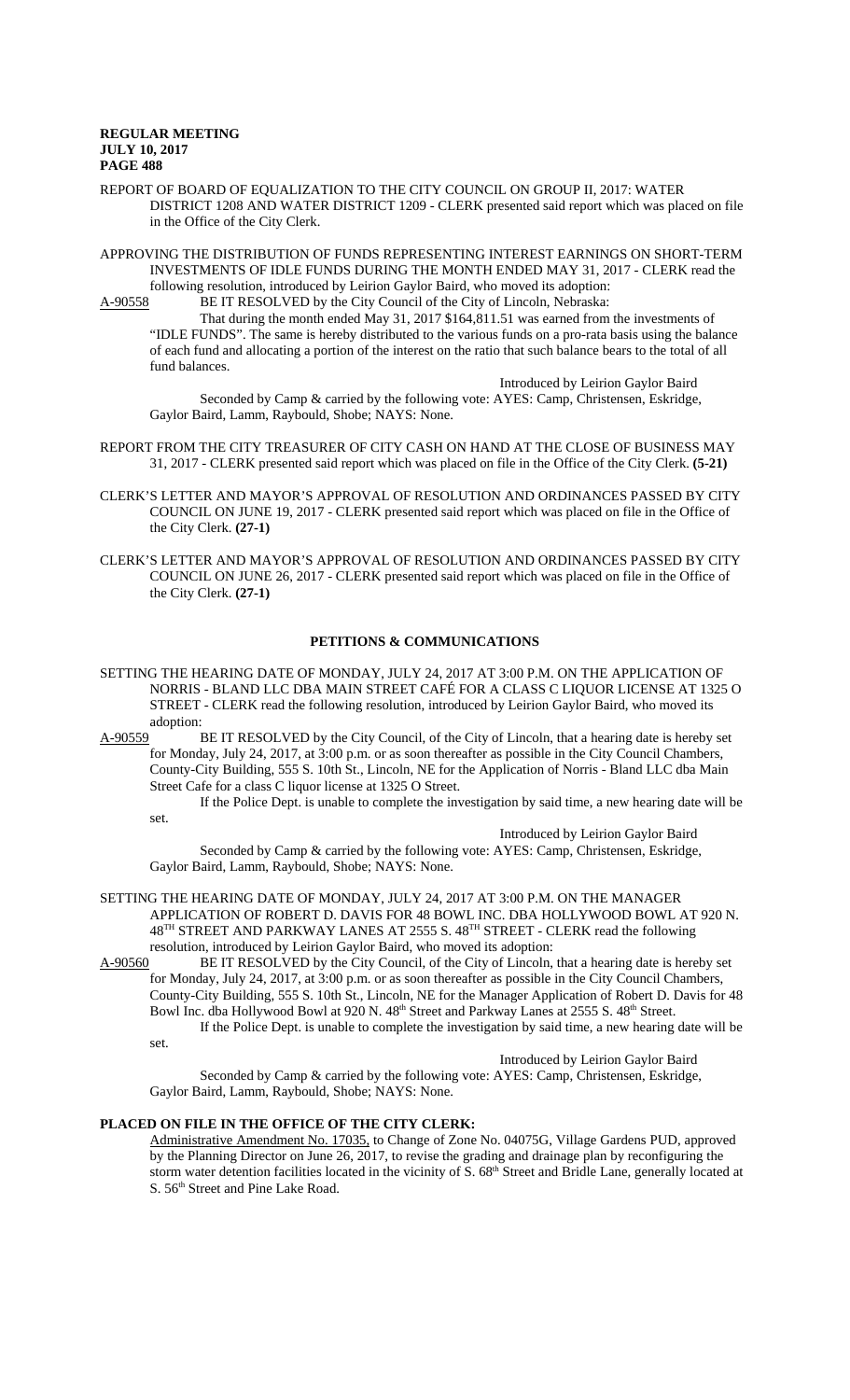REPORT OF BOARD OF EQUALIZATION TO THE CITY COUNCIL ON GROUP II, 2017: WATER DISTRICT 1208 AND WATER DISTRICT 1209 - CLERK presented said report which was placed on file in the Office of the City Clerk.

APPROVING THE DISTRIBUTION OF FUNDS REPRESENTING INTEREST EARNINGS ON SHORT-TERM INVESTMENTS OF IDLE FUNDS DURING THE MONTH ENDED MAY 31, 2017 - CLERK read the following resolution, introduced by Leirion Gaylor Baird, who moved its adoption:

A-90558 BE IT RESOLVED by the City Council of the City of Lincoln, Nebraska:

That during the month ended May 31, 2017 $164,811.51 was earned from the investments of "IDLE FUNDS". The same is hereby distributed to the various funds on a pro-rata basis using the balance of each fund and allocating a portion of the interest on the ratio that such balance bears to the total of all fund balances.

Introduced by Leirion Gaylor Baird

Seconded by Camp & carried by the following vote: AYES: Camp, Christensen, Eskridge, Gaylor Baird, Lamm, Raybould, Shobe; NAYS: None.

REPORT FROM THE CITY TREASURER OF CITY CASH ON HAND AT THE CLOSE OF BUSINESS MAY 31, 2017 - CLERK presented said report which was placed on file in the Office of the City Clerk. **(5-21)**

CLERK'S LETTER AND MAYOR'S APPROVAL OF RESOLUTION AND ORDINANCES PASSED BY CITY COUNCIL ON JUNE 19, 2017 - CLERK presented said report which was placed on file in the Office of the City Clerk. **(27-1)**

CLERK'S LETTER AND MAYOR'S APPROVAL OF RESOLUTION AND ORDINANCES PASSED BY CITY COUNCIL ON JUNE 26, 2017 - CLERK presented said report which was placed on file in the Office of the City Clerk. **(27-1)**

## PETITIONS & COMMUNICATIONS

SETTING THE HEARING DATE OF MONDAY, JULY 24, 2017 AT 3:00 P.M. ON THE APPLICATION OF NORRIS - BLAND LLC DBA MAIN STREET CAFÉ FOR A CLASS C LIQUOR LICENSE AT 1325 O STREET - CLERK read the following resolution, introduced by Leirion Gaylor Baird, who moved its adoption:

A-90559 BE IT RESOLVED by the City Council, of the City of Lincoln, that a hearing date is hereby set for Monday, July 24, 2017, at 3:00 p.m. or as soon thereafter as possible in the City Council Chambers, County-City Building, 555 S. 10th St., Lincoln, NE for the Application of Norris - Bland LLC dba Main Street Cafe for a class C liquor license at 1325 O Street.

If the Police Dept. is unable to complete the investigation by said time, a new hearing date will be set.

Introduced by Leirion Gaylor Baird

Seconded by Camp & carried by the following vote: AYES: Camp, Christensen, Eskridge, Gaylor Baird, Lamm, Raybould, Shobe; NAYS: None.

SETTING THE HEARING DATE OF MONDAY, JULY 24, 2017 AT 3:00 P.M. ON THE MANAGER APPLICATION OF ROBERT D. DAVIS FOR 48 BOWL INC. DBA HOLLYWOOD BOWL AT 920 N. 48TH STREET AND PARKWAY LANES AT 2555 S. 48TH STREET - CLERK read the following resolution, introduced by Leirion Gaylor Baird, who moved its adoption:

A-90560 BE IT RESOLVED by the City Council, of the City of Lincoln, that a hearing date is hereby set for Monday, July 24, 2017, at 3:00 p.m. or as soon thereafter as possible in the City Council Chambers, County-City Building, 555 S. 10th St., Lincoln, NE for the Manager Application of Robert D. Davis for 48 Bowl Inc. dba Hollywood Bowl at 920 N. 48th Street and Parkway Lanes at 2555 S. 48th Street.

If the Police Dept. is unable to complete the investigation by said time, a new hearing date will be set.

Introduced by Leirion Gaylor Baird

Seconded by Camp & carried by the following vote: AYES: Camp, Christensen, Eskridge, Gaylor Baird, Lamm, Raybould, Shobe; NAYS: None.

**PLACED ON FILE IN THE OFFICE OF THE CITY CLERK:**

Administrative Amendment No. 17035, to Change of Zone No. 04075G, Village Gardens PUD, approved by the Planning Director on June 26, 2017, to revise the grading and drainage plan by reconfiguring the storm water detention facilities located in the vicinity of S. 68th Street and Bridle Lane, generally located at S. 56th Street and Pine Lake Road.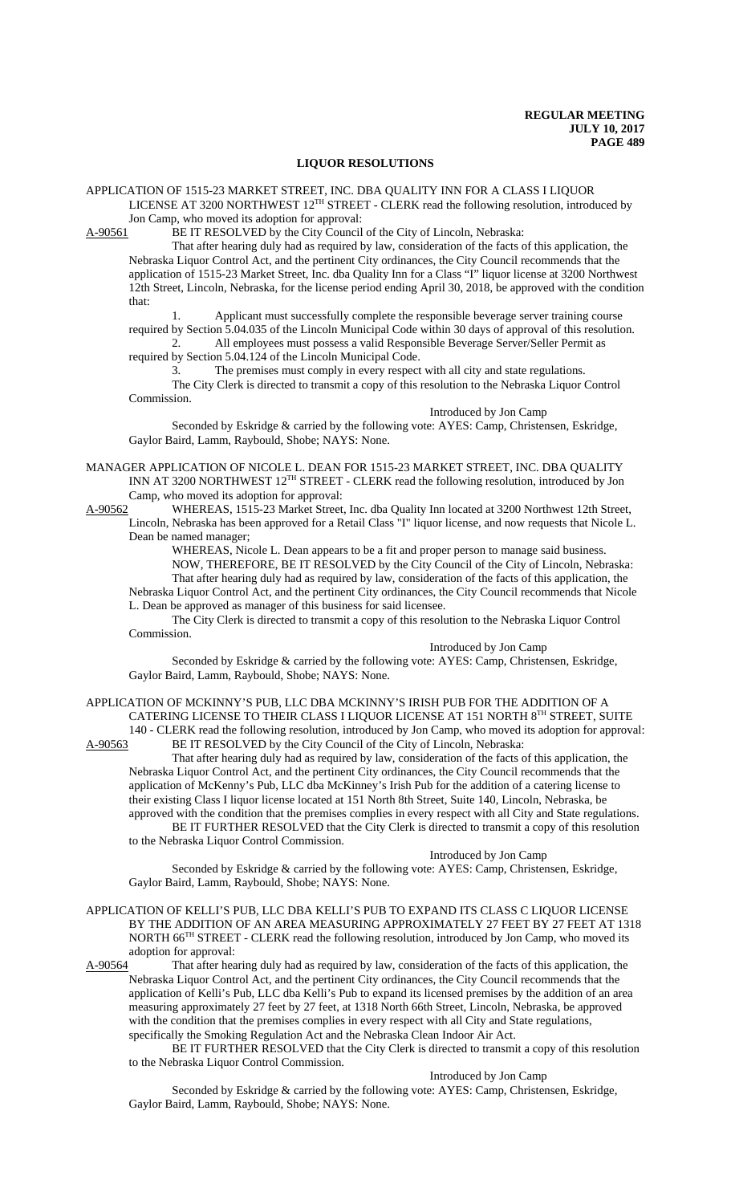## LIQUOR RESOLUTIONS

APPLICATION OF 1515-23 MARKET STREET, INC. DBA QUALITY INN FOR A CLASS I LIQUOR LICENSE AT 3200 NORTHWEST 12TH STREET - CLERK read the following resolution, introduced by Jon Camp, who moved its adoption for approval:

A-90561 BE IT RESOLVED by the City Council of the City of Lincoln, Nebraska:

That after hearing duly had as required by law, consideration of the facts of this application, the Nebraska Liquor Control Act, and the pertinent City ordinances, the City Council recommends that the application of 1515-23 Market Street, Inc. dba Quality Inn for a Class "I" liquor license at 3200 Northwest 12th Street, Lincoln, Nebraska, for the license period ending April 30, 2018, be approved with the condition that:

1. Applicant must successfully complete the responsible beverage server training course required by Section 5.04.035 of the Lincoln Municipal Code within 30 days of approval of this resolution.
2. All employees must possess a valid Responsible Beverage Server/Seller Permit as required by Section 5.04.124 of the Lincoln Municipal Code.
3. The premises must comply in every respect with all city and state regulations.

The City Clerk is directed to transmit a copy of this resolution to the Nebraska Liquor Control Commission.

Introduced by Jon Camp

Seconded by Eskridge & carried by the following vote: AYES: Camp, Christensen, Eskridge, Gaylor Baird, Lamm, Raybould, Shobe; NAYS: None.

MANAGER APPLICATION OF NICOLE L. DEAN FOR 1515-23 MARKET STREET, INC. DBA QUALITY INN AT 3200 NORTHWEST 12TH STREET - CLERK read the following resolution, introduced by Jon Camp, who moved its adoption for approval:

A-90562 WHEREAS, 1515-23 Market Street, Inc. dba Quality Inn located at 3200 Northwest 12th Street, Lincoln, Nebraska has been approved for a Retail Class "I" liquor license, and now requests that Nicole L. Dean be named manager;

WHEREAS, Nicole L. Dean appears to be a fit and proper person to manage said business.

NOW, THEREFORE, BE IT RESOLVED by the City Council of the City of Lincoln, Nebraska:

That after hearing duly had as required by law, consideration of the facts of this application, the Nebraska Liquor Control Act, and the pertinent City ordinances, the City Council recommends that Nicole L. Dean be approved as manager of this business for said licensee.

The City Clerk is directed to transmit a copy of this resolution to the Nebraska Liquor Control Commission.

Introduced by Jon Camp

Seconded by Eskridge & carried by the following vote: AYES: Camp, Christensen, Eskridge, Gaylor Baird, Lamm, Raybould, Shobe; NAYS: None.

APPLICATION OF MCKINNY'S PUB, LLC DBA MCKINNY'S IRISH PUB FOR THE ADDITION OF A CATERING LICENSE TO THEIR CLASS I LIQUOR LICENSE AT 151 NORTH 8TH STREET, SUITE 140 - CLERK read the following resolution, introduced by Jon Camp, who moved its adoption for approval:

A-90563 BE IT RESOLVED by the City Council of the City of Lincoln, Nebraska:

That after hearing duly had as required by law, consideration of the facts of this application, the Nebraska Liquor Control Act, and the pertinent City ordinances, the City Council recommends that the application of McKenny's Pub, LLC dba McKinney's Irish Pub for the addition of a catering license to their existing Class I liquor license located at 151 North 8th Street, Suite 140, Lincoln, Nebraska, be approved with the condition that the premises complies in every respect with all City and State regulations.

BE IT FURTHER RESOLVED that the City Clerk is directed to transmit a copy of this resolution to the Nebraska Liquor Control Commission.

Introduced by Jon Camp

Seconded by Eskridge & carried by the following vote: AYES: Camp, Christensen, Eskridge, Gaylor Baird, Lamm, Raybould, Shobe; NAYS: None.

APPLICATION OF KELLI'S PUB, LLC DBA KELLI'S PUB TO EXPAND ITS CLASS C LIQUOR LICENSE BY THE ADDITION OF AN AREA MEASURING APPROXIMATELY 27 FEET BY 27 FEET AT 1318 NORTH 66TH STREET - CLERK read the following resolution, introduced by Jon Camp, who moved its adoption for approval:

A-90564 That after hearing duly had as required by law, consideration of the facts of this application, the Nebraska Liquor Control Act, and the pertinent City ordinances, the City Council recommends that the application of Kelli's Pub, LLC dba Kelli's Pub to expand its licensed premises by the addition of an area measuring approximately 27 feet by 27 feet, at 1318 North 66th Street, Lincoln, Nebraska, be approved with the condition that the premises complies in every respect with all City and State regulations, specifically the Smoking Regulation Act and the Nebraska Clean Indoor Air Act.

BE IT FURTHER RESOLVED that the City Clerk is directed to transmit a copy of this resolution to the Nebraska Liquor Control Commission.

Introduced by Jon Camp

Seconded by Eskridge & carried by the following vote: AYES: Camp, Christensen, Eskridge, Gaylor Baird, Lamm, Raybould, Shobe; NAYS: None.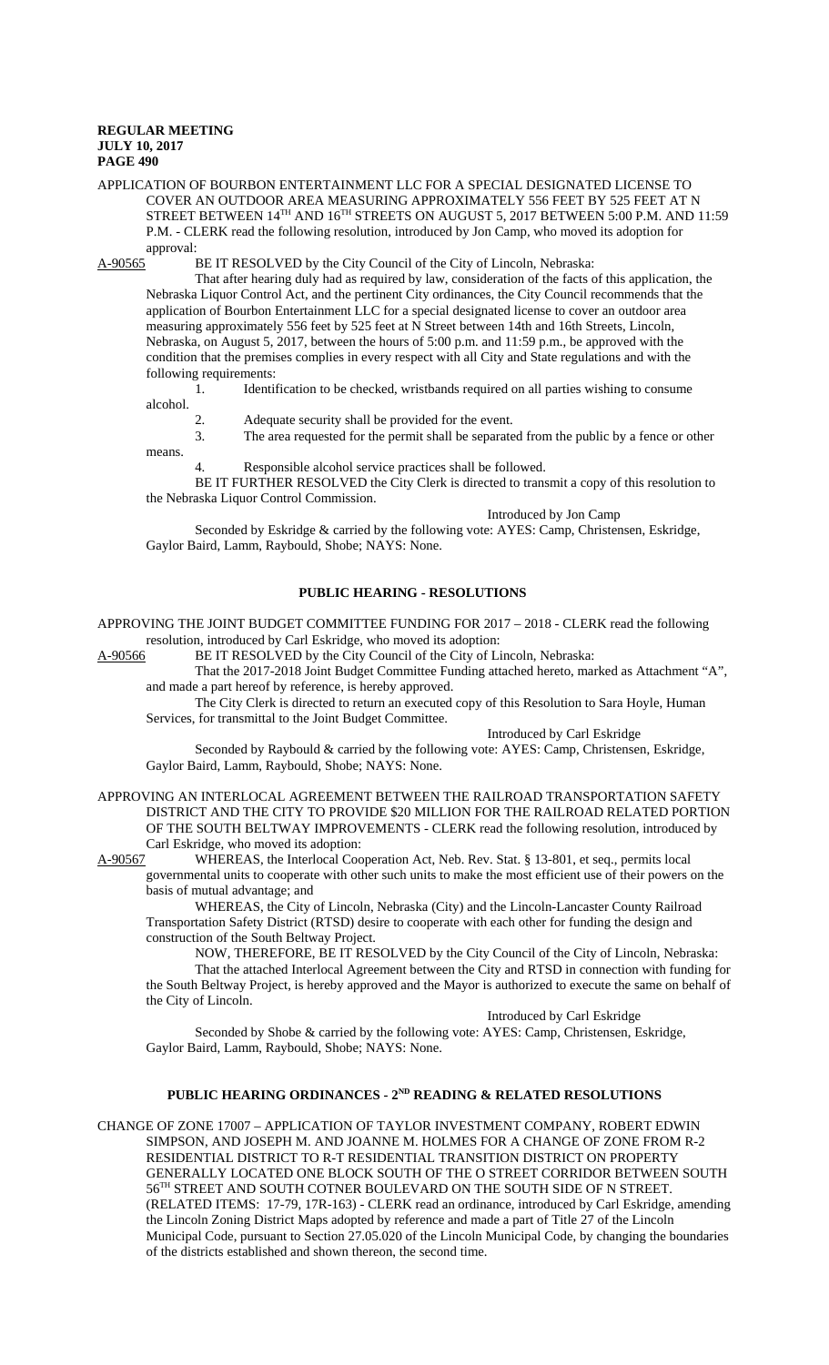APPLICATION OF BOURBON ENTERTAINMENT LLC FOR A SPECIAL DESIGNATED LICENSE TO COVER AN OUTDOOR AREA MEASURING APPROXIMATELY 556 FEET BY 525 FEET AT N STREET BETWEEN 14TH AND 16TH STREETS ON AUGUST 5, 2017 BETWEEN 5:00 P.M. AND 11:59 P.M. - CLERK read the following resolution, introduced by Jon Camp, who moved its adoption for approval:

A-90565 BE IT RESOLVED by the City Council of the City of Lincoln, Nebraska:

That after hearing duly had as required by law, consideration of the facts of this application, the Nebraska Liquor Control Act, and the pertinent City ordinances, the City Council recommends that the application of Bourbon Entertainment LLC for a special designated license to cover an outdoor area measuring approximately 556 feet by 525 feet at N Street between 14th and 16th Streets, Lincoln, Nebraska, on August 5, 2017, between the hours of 5:00 p.m. and 11:59 p.m., be approved with the condition that the premises complies in every respect with all City and State regulations and with the following requirements:

1. Identification to be checked, wristbands required on all parties wishing to consume alcohol.
2. Adequate security shall be provided for the event.
3. The area requested for the permit shall be separated from the public by a fence or other means.
4. Responsible alcohol service practices shall be followed.

BE IT FURTHER RESOLVED the City Clerk is directed to transmit a copy of this resolution to the Nebraska Liquor Control Commission.

Introduced by Jon Camp

Seconded by Eskridge & carried by the following vote: AYES: Camp, Christensen, Eskridge, Gaylor Baird, Lamm, Raybould, Shobe; NAYS: None.

## PUBLIC HEARING - RESOLUTIONS

APPROVING THE JOINT BUDGET COMMITTEE FUNDING FOR 2017 – 2018 - CLERK read the following resolution, introduced by Carl Eskridge, who moved its adoption:

A-90566 BE IT RESOLVED by the City Council of the City of Lincoln, Nebraska:

That the 2017-2018 Joint Budget Committee Funding attached hereto, marked as Attachment "A", and made a part hereof by reference, is hereby approved.

The City Clerk is directed to return an executed copy of this Resolution to Sara Hoyle, Human Services, for transmittal to the Joint Budget Committee.

Introduced by Carl Eskridge

Seconded by Raybould & carried by the following vote: AYES: Camp, Christensen, Eskridge, Gaylor Baird, Lamm, Raybould, Shobe; NAYS: None.

APPROVING AN INTERLOCAL AGREEMENT BETWEEN THE RAILROAD TRANSPORTATION SAFETY DISTRICT AND THE CITY TO PROVIDE $20 MILLION FOR THE RAILROAD RELATED PORTION OF THE SOUTH BELTWAY IMPROVEMENTS - CLERK read the following resolution, introduced by Carl Eskridge, who moved its adoption:

A-90567 WHEREAS, the Interlocal Cooperation Act, Neb. Rev. Stat. § 13-801, et seq., permits local governmental units to cooperate with other such units to make the most efficient use of their powers on the basis of mutual advantage; and

WHEREAS, the City of Lincoln, Nebraska (City) and the Lincoln-Lancaster County Railroad Transportation Safety District (RTSD) desire to cooperate with each other for funding the design and construction of the South Beltway Project.

NOW, THEREFORE, BE IT RESOLVED by the City Council of the City of Lincoln, Nebraska:

That the attached Interlocal Agreement between the City and RTSD in connection with funding for the South Beltway Project, is hereby approved and the Mayor is authorized to execute the same on behalf of the City of Lincoln.

Introduced by Carl Eskridge

Seconded by Shobe & carried by the following vote: AYES: Camp, Christensen, Eskridge, Gaylor Baird, Lamm, Raybould, Shobe; NAYS: None.

## PUBLIC HEARING ORDINANCES - 2ND READING & RELATED RESOLUTIONS

CHANGE OF ZONE 17007 – APPLICATION OF TAYLOR INVESTMENT COMPANY, ROBERT EDWIN SIMPSON, AND JOSEPH M. AND JOANNE M. HOLMES FOR A CHANGE OF ZONE FROM R-2 RESIDENTIAL DISTRICT TO R-T RESIDENTIAL TRANSITION DISTRICT ON PROPERTY GENERALLY LOCATED ONE BLOCK SOUTH OF THE O STREET CORRIDOR BETWEEN SOUTH 56TH STREET AND SOUTH COTNER BOULEVARD ON THE SOUTH SIDE OF N STREET. (RELATED ITEMS: 17-79, 17R-163) - CLERK read an ordinance, introduced by Carl Eskridge, amending the Lincoln Zoning District Maps adopted by reference and made a part of Title 27 of the Lincoln Municipal Code, pursuant to Section 27.05.020 of the Lincoln Municipal Code, by changing the boundaries of the districts established and shown thereon, the second time.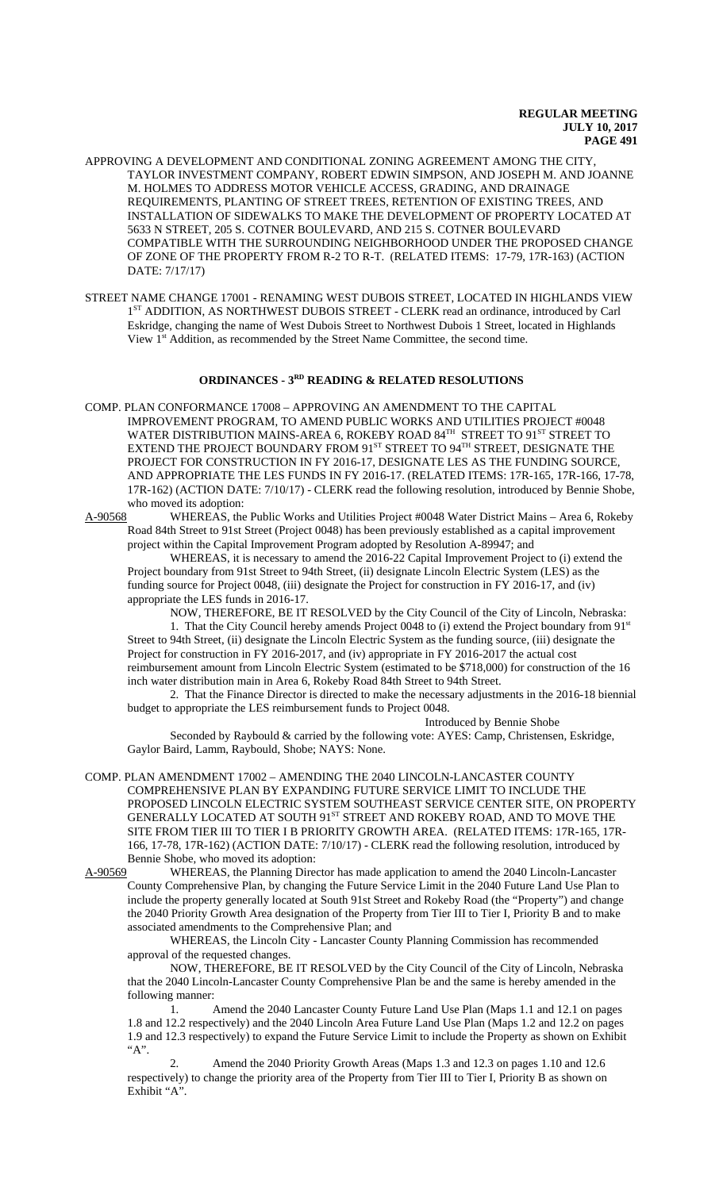APPROVING A DEVELOPMENT AND CONDITIONAL ZONING AGREEMENT AMONG THE CITY, TAYLOR INVESTMENT COMPANY, ROBERT EDWIN SIMPSON, AND JOSEPH M. AND JOANNE M. HOLMES TO ADDRESS MOTOR VEHICLE ACCESS, GRADING, AND DRAINAGE REQUIREMENTS, PLANTING OF STREET TREES, RETENTION OF EXISTING TREES, AND INSTALLATION OF SIDEWALKS TO MAKE THE DEVELOPMENT OF PROPERTY LOCATED AT 5633 N STREET, 205 S. COTNER BOULEVARD, AND 215 S. COTNER BOULEVARD COMPATIBLE WITH THE SURROUNDING NEIGHBORHOOD UNDER THE PROPOSED CHANGE OF ZONE OF THE PROPERTY FROM R-2 TO R-T. (RELATED ITEMS: 17-79, 17R-163) (ACTION DATE: 7/17/17)

STREET NAME CHANGE 17001 - RENAMING WEST DUBOIS STREET, LOCATED IN HIGHLANDS VIEW 1ST ADDITION, AS NORTHWEST DUBOIS STREET - CLERK read an ordinance, introduced by Carl Eskridge, changing the name of West Dubois Street to Northwest Dubois 1 Street, located in Highlands View 1st Addition, as recommended by the Street Name Committee, the second time.

## ORDINANCES - 3RD READING & RELATED RESOLUTIONS

COMP. PLAN CONFORMANCE 17008 – APPROVING AN AMENDMENT TO THE CAPITAL IMPROVEMENT PROGRAM, TO AMEND PUBLIC WORKS AND UTILITIES PROJECT #0048 WATER DISTRIBUTION MAINS-AREA 6, ROKEBY ROAD 84TH STREET TO 91ST STREET TO EXTEND THE PROJECT BOUNDARY FROM 91ST STREET TO 94TH STREET, DESIGNATE THE PROJECT FOR CONSTRUCTION IN FY 2016-17, DESIGNATE LES AS THE FUNDING SOURCE, AND APPROPRIATE THE LES FUNDS IN FY 2016-17. (RELATED ITEMS: 17R-165, 17R-166, 17-78, 17R-162) (ACTION DATE: 7/10/17) - CLERK read the following resolution, introduced by Bennie Shobe, who moved its adoption:

A-90568 WHEREAS, the Public Works and Utilities Project #0048 Water District Mains – Area 6, Rokeby Road 84th Street to 91st Street (Project 0048) has been previously established as a capital improvement project within the Capital Improvement Program adopted by Resolution A-89947; and

WHEREAS, it is necessary to amend the 2016-22 Capital Improvement Project to (i) extend the Project boundary from 91st Street to 94th Street, (ii) designate Lincoln Electric System (LES) as the funding source for Project 0048, (iii) designate the Project for construction in FY 2016-17, and (iv) appropriate the LES funds in 2016-17.

NOW, THEREFORE, BE IT RESOLVED by the City Council of the City of Lincoln, Nebraska:

1. That the City Council hereby amends Project 0048 to (i) extend the Project boundary from 91st Street to 94th Street, (ii) designate the Lincoln Electric System as the funding source, (iii) designate the Project for construction in FY 2016-2017, and (iv) appropriate in FY 2016-2017 the actual cost reimbursement amount from Lincoln Electric System (estimated to be $718,000) for construction of the 16 inch water distribution main in Area 6, Rokeby Road 84th Street to 94th Street.

2. That the Finance Director is directed to make the necessary adjustments in the 2016-18 biennial budget to appropriate the LES reimbursement funds to Project 0048.

Introduced by Bennie Shobe

Seconded by Raybould & carried by the following vote: AYES: Camp, Christensen, Eskridge, Gaylor Baird, Lamm, Raybould, Shobe; NAYS: None.

COMP. PLAN AMENDMENT 17002 – AMENDING THE 2040 LINCOLN-LANCASTER COUNTY COMPREHENSIVE PLAN BY EXPANDING FUTURE SERVICE LIMIT TO INCLUDE THE PROPOSED LINCOLN ELECTRIC SYSTEM SOUTHEAST SERVICE CENTER SITE, ON PROPERTY GENERALLY LOCATED AT SOUTH 91ST STREET AND ROKEBY ROAD, AND TO MOVE THE SITE FROM TIER III TO TIER I B PRIORITY GROWTH AREA. (RELATED ITEMS: 17R-165, 17R-166, 17-78, 17R-162) (ACTION DATE: 7/10/17) - CLERK read the following resolution, introduced by Bennie Shobe, who moved its adoption:

A-90569 WHEREAS, the Planning Director has made application to amend the 2040 Lincoln-Lancaster County Comprehensive Plan, by changing the Future Service Limit in the 2040 Future Land Use Plan to include the property generally located at South 91st Street and Rokeby Road (the "Property") and change the 2040 Priority Growth Area designation of the Property from Tier III to Tier I, Priority B and to make associated amendments to the Comprehensive Plan; and

WHEREAS, the Lincoln City - Lancaster County Planning Commission has recommended approval of the requested changes.

NOW, THEREFORE, BE IT RESOLVED by the City Council of the City of Lincoln, Nebraska that the 2040 Lincoln-Lancaster County Comprehensive Plan be and the same is hereby amended in the following manner:

1. Amend the 2040 Lancaster County Future Land Use Plan (Maps 1.1 and 12.1 on pages 1.8 and 12.2 respectively) and the 2040 Lincoln Area Future Land Use Plan (Maps 1.2 and 12.2 on pages 1.9 and 12.3 respectively) to expand the Future Service Limit to include the Property as shown on Exhibit "A".

2. Amend the 2040 Priority Growth Areas (Maps 1.3 and 12.3 on pages 1.10 and 12.6 respectively) to change the priority area of the Property from Tier III to Tier I, Priority B as shown on Exhibit "A".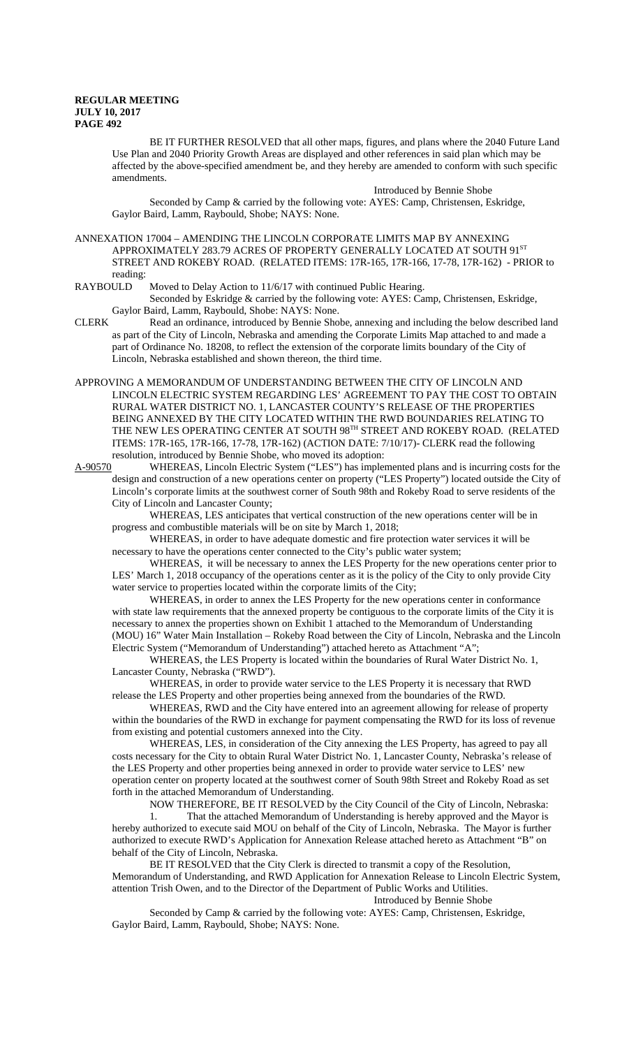BE IT FURTHER RESOLVED that all other maps, figures, and plans where the 2040 Future Land Use Plan and 2040 Priority Growth Areas are displayed and other references in said plan which may be affected by the above-specified amendment be, and they hereby are amended to conform with such specific amendments.

Introduced by Bennie Shobe

Seconded by Camp & carried by the following vote: AYES: Camp, Christensen, Eskridge, Gaylor Baird, Lamm, Raybould, Shobe; NAYS: None.

ANNEXATION 17004 – AMENDING THE LINCOLN CORPORATE LIMITS MAP BY ANNEXING APPROXIMATELY 283.79 ACRES OF PROPERTY GENERALLY LOCATED AT SOUTH 91ST STREET AND ROKEBY ROAD. (RELATED ITEMS: 17R-165, 17R-166, 17-78, 17R-162) - PRIOR to reading:

RAYBOULD Moved to Delay Action to 11/6/17 with continued Public Hearing.

Seconded by Eskridge & carried by the following vote: AYES: Camp, Christensen, Eskridge, Gaylor Baird, Lamm, Raybould, Shobe: NAYS: None.

CLERK Read an ordinance, introduced by Bennie Shobe, annexing and including the below described land as part of the City of Lincoln, Nebraska and amending the Corporate Limits Map attached to and made a part of Ordinance No. 18208, to reflect the extension of the corporate limits boundary of the City of Lincoln, Nebraska established and shown thereon, the third time.

APPROVING A MEMORANDUM OF UNDERSTANDING BETWEEN THE CITY OF LINCOLN AND LINCOLN ELECTRIC SYSTEM REGARDING LES' AGREEMENT TO PAY THE COST TO OBTAIN RURAL WATER DISTRICT NO. 1, LANCASTER COUNTY'S RELEASE OF THE PROPERTIES BEING ANNEXED BY THE CITY LOCATED WITHIN THE RWD BOUNDARIES RELATING TO THE NEW LES OPERATING CENTER AT SOUTH 98TH STREET AND ROKEBY ROAD. (RELATED ITEMS: 17R-165, 17R-166, 17-78, 17R-162) (ACTION DATE: 7/10/17)- CLERK read the following resolution, introduced by Bennie Shobe, who moved its adoption:

A-90570 WHEREAS, Lincoln Electric System ("LES") has implemented plans and is incurring costs for the design and construction of a new operations center on property ("LES Property") located outside the City of Lincoln's corporate limits at the southwest corner of South 98th and Rokeby Road to serve residents of the City of Lincoln and Lancaster County;

WHEREAS, LES anticipates that vertical construction of the new operations center will be in progress and combustible materials will be on site by March 1, 2018;

WHEREAS, in order to have adequate domestic and fire protection water services it will be necessary to have the operations center connected to the City's public water system;

WHEREAS, it will be necessary to annex the LES Property for the new operations center prior to LES' March 1, 2018 occupancy of the operations center as it is the policy of the City to only provide City water service to properties located within the corporate limits of the City;

WHEREAS, in order to annex the LES Property for the new operations center in conformance with state law requirements that the annexed property be contiguous to the corporate limits of the City it is necessary to annex the properties shown on Exhibit 1 attached to the Memorandum of Understanding (MOU) 16" Water Main Installation – Rokeby Road between the City of Lincoln, Nebraska and the Lincoln Electric System ("Memorandum of Understanding") attached hereto as Attachment "A";

WHEREAS, the LES Property is located within the boundaries of Rural Water District No. 1, Lancaster County, Nebraska ("RWD").

WHEREAS, in order to provide water service to the LES Property it is necessary that RWD release the LES Property and other properties being annexed from the boundaries of the RWD.

WHEREAS, RWD and the City have entered into an agreement allowing for release of property within the boundaries of the RWD in exchange for payment compensating the RWD for its loss of revenue from existing and potential customers annexed into the City.

WHEREAS, LES, in consideration of the City annexing the LES Property, has agreed to pay all costs necessary for the City to obtain Rural Water District No. 1, Lancaster County, Nebraska's release of the LES Property and other properties being annexed in order to provide water service to LES' new operation center on property located at the southwest corner of South 98th Street and Rokeby Road as set forth in the attached Memorandum of Understanding.

NOW THEREFORE, BE IT RESOLVED by the City Council of the City of Lincoln, Nebraska:

1. That the attached Memorandum of Understanding is hereby approved and the Mayor is hereby authorized to execute said MOU on behalf of the City of Lincoln, Nebraska. The Mayor is further authorized to execute RWD's Application for Annexation Release attached hereto as Attachment "B" on behalf of the City of Lincoln, Nebraska.

BE IT RESOLVED that the City Clerk is directed to transmit a copy of the Resolution, Memorandum of Understanding, and RWD Application for Annexation Release to Lincoln Electric System, attention Trish Owen, and to the Director of the Department of Public Works and Utilities.

Introduced by Bennie Shobe

Seconded by Camp & carried by the following vote: AYES: Camp, Christensen, Eskridge, Gaylor Baird, Lamm, Raybould, Shobe; NAYS: None.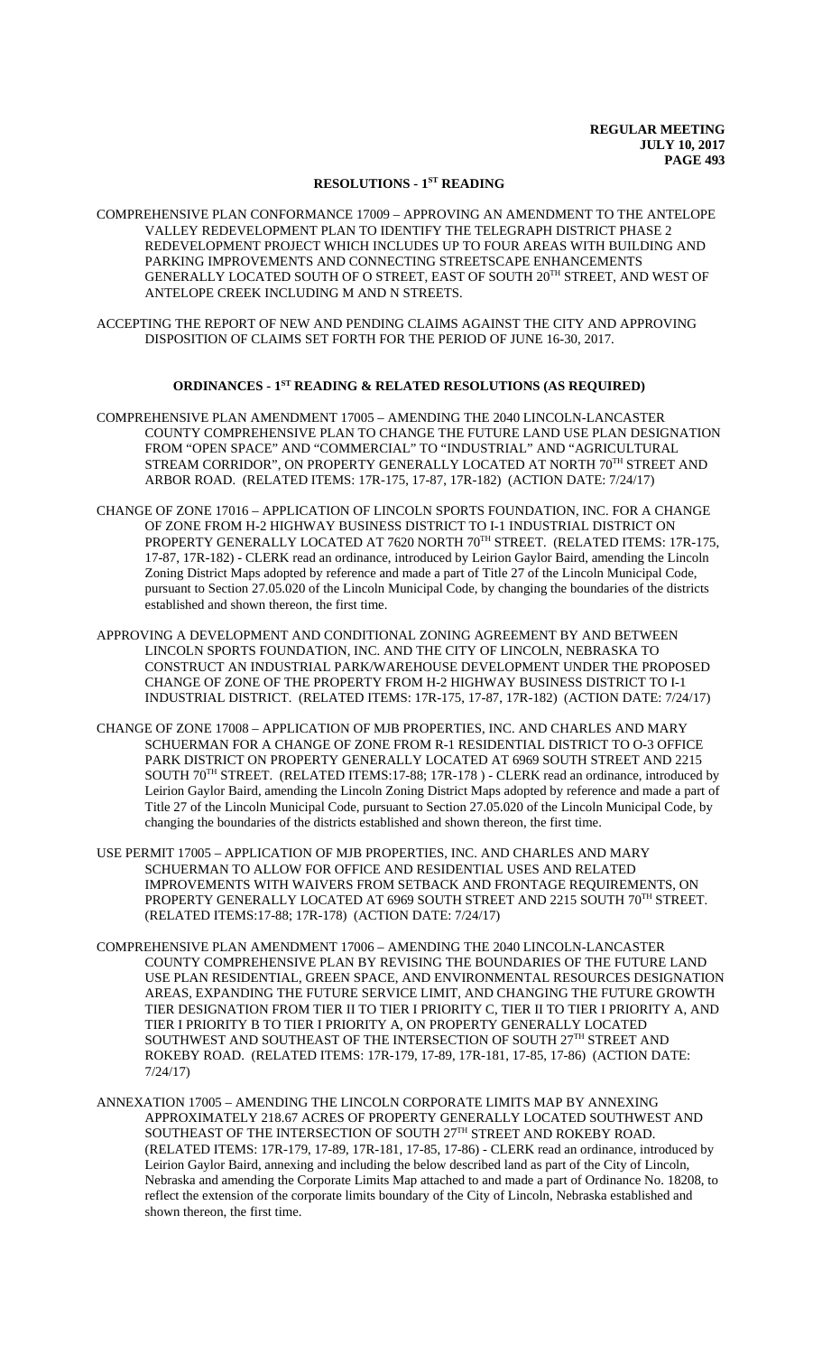## RESOLUTIONS - 1ST READING

COMPREHENSIVE PLAN CONFORMANCE 17009 – APPROVING AN AMENDMENT TO THE ANTELOPE VALLEY REDEVELOPMENT PLAN TO IDENTIFY THE TELEGRAPH DISTRICT PHASE 2 REDEVELOPMENT PROJECT WHICH INCLUDES UP TO FOUR AREAS WITH BUILDING AND PARKING IMPROVEMENTS AND CONNECTING STREETSCAPE ENHANCEMENTS GENERALLY LOCATED SOUTH OF O STREET, EAST OF SOUTH 20TH STREET, AND WEST OF ANTELOPE CREEK INCLUDING M AND N STREETS.

ACCEPTING THE REPORT OF NEW AND PENDING CLAIMS AGAINST THE CITY AND APPROVING DISPOSITION OF CLAIMS SET FORTH FOR THE PERIOD OF JUNE 16-30, 2017.

## ORDINANCES - 1ST READING & RELATED RESOLUTIONS (AS REQUIRED)

COMPREHENSIVE PLAN AMENDMENT 17005 – AMENDING THE 2040 LINCOLN-LANCASTER COUNTY COMPREHENSIVE PLAN TO CHANGE THE FUTURE LAND USE PLAN DESIGNATION FROM "OPEN SPACE" AND "COMMERCIAL" TO "INDUSTRIAL" AND "AGRICULTURAL STREAM CORRIDOR", ON PROPERTY GENERALLY LOCATED AT NORTH 70TH STREET AND ARBOR ROAD. (RELATED ITEMS: 17R-175, 17-87, 17R-182) (ACTION DATE: 7/24/17)

CHANGE OF ZONE 17016 – APPLICATION OF LINCOLN SPORTS FOUNDATION, INC. FOR A CHANGE OF ZONE FROM H-2 HIGHWAY BUSINESS DISTRICT TO I-1 INDUSTRIAL DISTRICT ON PROPERTY GENERALLY LOCATED AT 7620 NORTH 70TH STREET. (RELATED ITEMS: 17R-175, 17-87, 17R-182) - CLERK read an ordinance, introduced by Leirion Gaylor Baird, amending the Lincoln Zoning District Maps adopted by reference and made a part of Title 27 of the Lincoln Municipal Code, pursuant to Section 27.05.020 of the Lincoln Municipal Code, by changing the boundaries of the districts established and shown thereon, the first time.

APPROVING A DEVELOPMENT AND CONDITIONAL ZONING AGREEMENT BY AND BETWEEN LINCOLN SPORTS FOUNDATION, INC. AND THE CITY OF LINCOLN, NEBRASKA TO CONSTRUCT AN INDUSTRIAL PARK/WAREHOUSE DEVELOPMENT UNDER THE PROPOSED CHANGE OF ZONE OF THE PROPERTY FROM H-2 HIGHWAY BUSINESS DISTRICT TO I-1 INDUSTRIAL DISTRICT. (RELATED ITEMS: 17R-175, 17-87, 17R-182) (ACTION DATE: 7/24/17)

CHANGE OF ZONE 17008 – APPLICATION OF MJB PROPERTIES, INC. AND CHARLES AND MARY SCHUERMAN FOR A CHANGE OF ZONE FROM R-1 RESIDENTIAL DISTRICT TO O-3 OFFICE PARK DISTRICT ON PROPERTY GENERALLY LOCATED AT 6969 SOUTH STREET AND 2215 SOUTH 70TH STREET. (RELATED ITEMS:17-88; 17R-178 ) - CLERK read an ordinance, introduced by Leirion Gaylor Baird, amending the Lincoln Zoning District Maps adopted by reference and made a part of Title 27 of the Lincoln Municipal Code, pursuant to Section 27.05.020 of the Lincoln Municipal Code, by changing the boundaries of the districts established and shown thereon, the first time.

USE PERMIT 17005 – APPLICATION OF MJB PROPERTIES, INC. AND CHARLES AND MARY SCHUERMAN TO ALLOW FOR OFFICE AND RESIDENTIAL USES AND RELATED IMPROVEMENTS WITH WAIVERS FROM SETBACK AND FRONTAGE REQUIREMENTS, ON PROPERTY GENERALLY LOCATED AT 6969 SOUTH STREET AND 2215 SOUTH 70TH STREET. (RELATED ITEMS:17-88; 17R-178) (ACTION DATE: 7/24/17)

COMPREHENSIVE PLAN AMENDMENT 17006 – AMENDING THE 2040 LINCOLN-LANCASTER COUNTY COMPREHENSIVE PLAN BY REVISING THE BOUNDARIES OF THE FUTURE LAND USE PLAN RESIDENTIAL, GREEN SPACE, AND ENVIRONMENTAL RESOURCES DESIGNATION AREAS, EXPANDING THE FUTURE SERVICE LIMIT, AND CHANGING THE FUTURE GROWTH TIER DESIGNATION FROM TIER II TO TIER I PRIORITY C, TIER II TO TIER I PRIORITY A, AND TIER I PRIORITY B TO TIER I PRIORITY A, ON PROPERTY GENERALLY LOCATED SOUTHWEST AND SOUTHEAST OF THE INTERSECTION OF SOUTH 27TH STREET AND ROKEBY ROAD. (RELATED ITEMS: 17R-179, 17-89, 17R-181, 17-85, 17-86) (ACTION DATE: 7/24/17)

ANNEXATION 17005 – AMENDING THE LINCOLN CORPORATE LIMITS MAP BY ANNEXING APPROXIMATELY 218.67 ACRES OF PROPERTY GENERALLY LOCATED SOUTHWEST AND SOUTHEAST OF THE INTERSECTION OF SOUTH 27TH STREET AND ROKEBY ROAD. (RELATED ITEMS: 17R-179, 17-89, 17R-181, 17-85, 17-86) - CLERK read an ordinance, introduced by Leirion Gaylor Baird, annexing and including the below described land as part of the City of Lincoln, Nebraska and amending the Corporate Limits Map attached to and made a part of Ordinance No. 18208, to reflect the extension of the corporate limits boundary of the City of Lincoln, Nebraska established and shown thereon, the first time.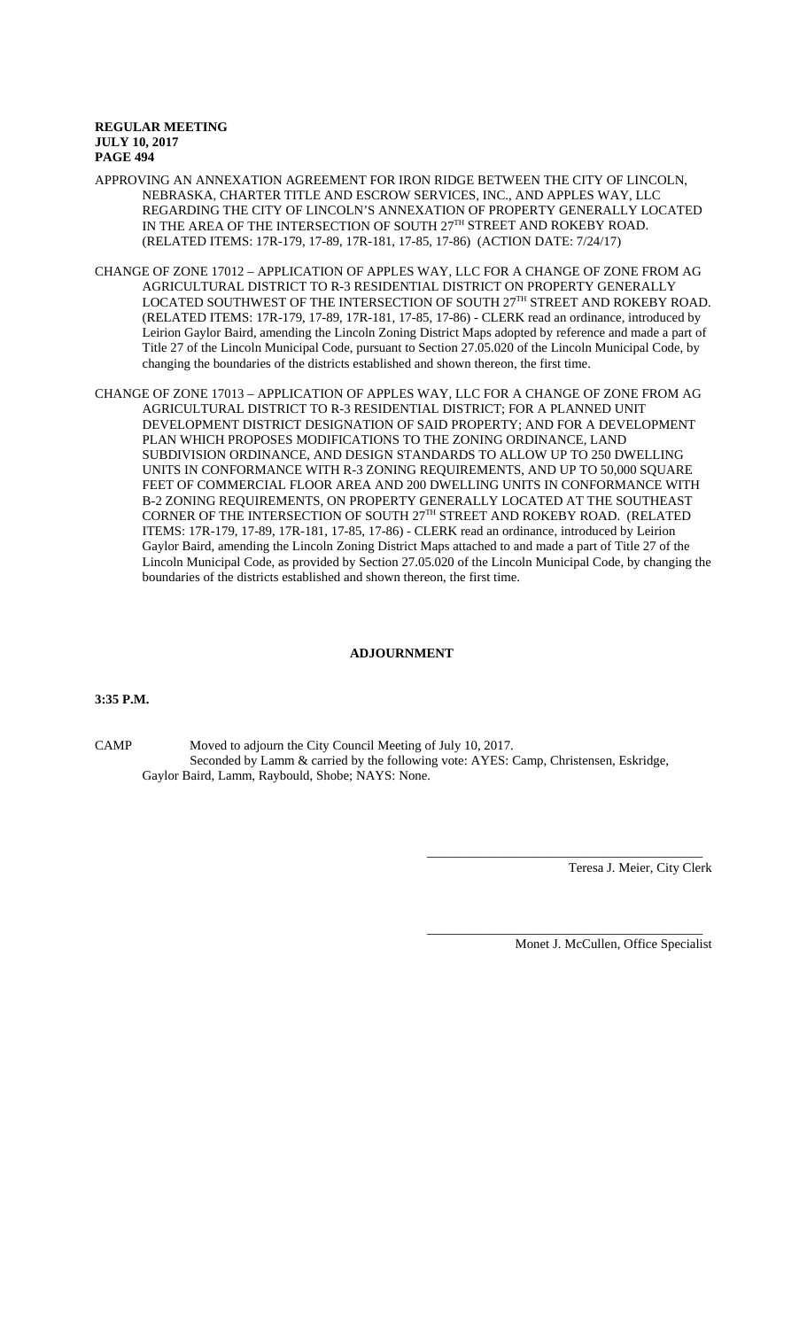APPROVING AN ANNEXATION AGREEMENT FOR IRON RIDGE BETWEEN THE CITY OF LINCOLN, NEBRASKA, CHARTER TITLE AND ESCROW SERVICES, INC., AND APPLES WAY, LLC REGARDING THE CITY OF LINCOLN'S ANNEXATION OF PROPERTY GENERALLY LOCATED IN THE AREA OF THE INTERSECTION OF SOUTH 27TH STREET AND ROKEBY ROAD. (RELATED ITEMS: 17R-179, 17-89, 17R-181, 17-85, 17-86) (ACTION DATE: 7/24/17)

CHANGE OF ZONE 17012 – APPLICATION OF APPLES WAY, LLC FOR A CHANGE OF ZONE FROM AG AGRICULTURAL DISTRICT TO R-3 RESIDENTIAL DISTRICT ON PROPERTY GENERALLY LOCATED SOUTHWEST OF THE INTERSECTION OF SOUTH 27TH STREET AND ROKEBY ROAD. (RELATED ITEMS: 17R-179, 17-89, 17R-181, 17-85, 17-86) - CLERK read an ordinance, introduced by Leirion Gaylor Baird, amending the Lincoln Zoning District Maps adopted by reference and made a part of Title 27 of the Lincoln Municipal Code, pursuant to Section 27.05.020 of the Lincoln Municipal Code, by changing the boundaries of the districts established and shown thereon, the first time.

CHANGE OF ZONE 17013 – APPLICATION OF APPLES WAY, LLC FOR A CHANGE OF ZONE FROM AG AGRICULTURAL DISTRICT TO R-3 RESIDENTIAL DISTRICT; FOR A PLANNED UNIT DEVELOPMENT DISTRICT DESIGNATION OF SAID PROPERTY; AND FOR A DEVELOPMENT PLAN WHICH PROPOSES MODIFICATIONS TO THE ZONING ORDINANCE, LAND SUBDIVISION ORDINANCE, AND DESIGN STANDARDS TO ALLOW UP TO 250 DWELLING UNITS IN CONFORMANCE WITH R-3 ZONING REQUIREMENTS, AND UP TO 50,000 SQUARE FEET OF COMMERCIAL FLOOR AREA AND 200 DWELLING UNITS IN CONFORMANCE WITH B-2 ZONING REQUIREMENTS, ON PROPERTY GENERALLY LOCATED AT THE SOUTHEAST CORNER OF THE INTERSECTION OF SOUTH 27TH STREET AND ROKEBY ROAD. (RELATED ITEMS: 17R-179, 17-89, 17R-181, 17-85, 17-86) - CLERK read an ordinance, introduced by Leirion Gaylor Baird, amending the Lincoln Zoning District Maps attached to and made a part of Title 27 of the Lincoln Municipal Code, as provided by Section 27.05.020 of the Lincoln Municipal Code, by changing the boundaries of the districts established and shown thereon, the first time.

## ADJOURNMENT

**3:35 P.M.**

CAMP Moved to adjourn the City Council Meeting of July 10, 2017.
Seconded by Lamm & carried by the following vote: AYES: Camp, Christensen, Eskridge, Gaylor Baird, Lamm, Raybould, Shobe; NAYS: None.

\_\_\_\_\_\_\_\_\_\_\_\_\_\_\_\_\_\_\_\_\_\_\_\_\_\_\_\_\_\_\_\_\_\_\_\_\_\_\_\_
Teresa J. Meier, City Clerk

\_\_\_\_\_\_\_\_\_\_\_\_\_\_\_\_\_\_\_\_\_\_\_\_\_\_\_\_\_\_\_\_\_\_\_\_\_\_\_\_
Monet J. McCullen, Office Specialist